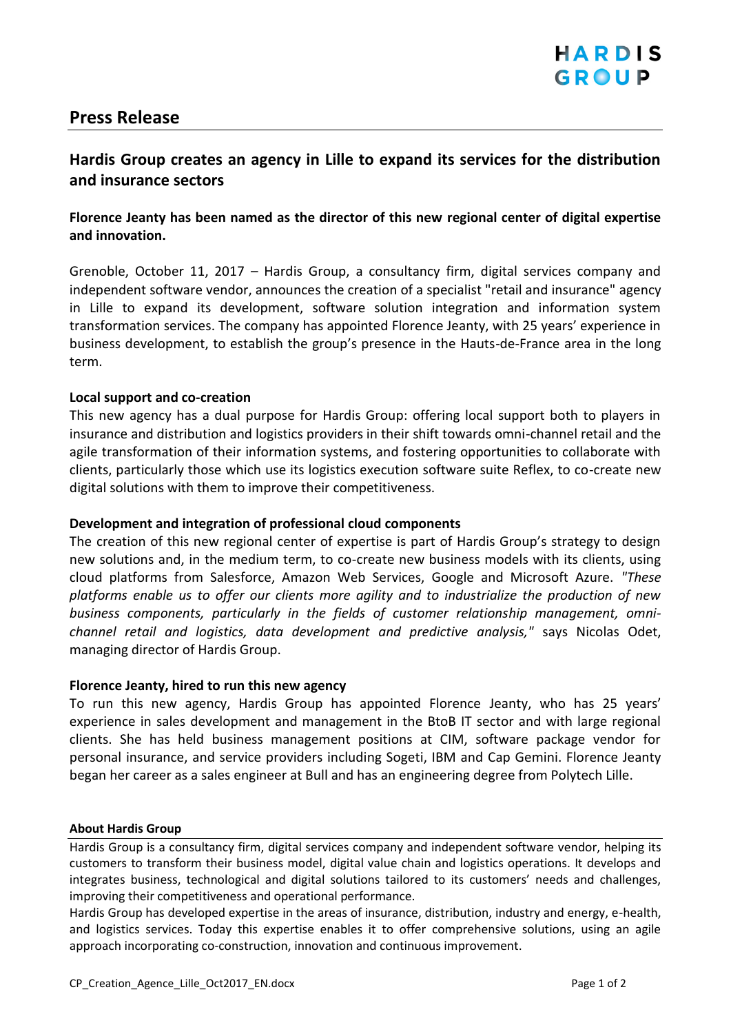# Press Release

## Hardis Group creates an agency in Lille to expand its services for the distribution and insurance sectors

**Florence Jeanty has been named as the director of this new regional center of digital expertise and innovation.**

Grenoble, October 11, 2017 – Hardis Group, a consultancy firm, digital services company and independent software vendor, announces the creation of a specialist "retail and insurance" agency in Lille to expand its development, software solution integration and information system transformation services. The company has appointed Florence Jeanty, with 25 years' experience in business development, to establish the group's presence in the Hauts-de-France area in the long term.

**Local support and co-creation**

This new agency has a dual purpose for Hardis Group: offering local support both to players in insurance and distribution and logistics providers in their shift towards omni-channel retail and the agile transformation of their information systems, and fostering opportunities to collaborate with clients, particularly those which use its logistics execution software suite Reflex, to co-create new digital solutions with them to improve their competitiveness.

**Development and integration of professional cloud components**

The creation of this new regional center of expertise is part of Hardis Group's strategy to design new solutions and, in the medium term, to co-create new business models with its clients, using cloud platforms from Salesforce, Amazon Web Services, Google and Microsoft Azure. *"These platforms enable us to offer our clients more agility and to industrialize the production of new business components, particularly in the fields of customer relationship management, omni-channel retail and logistics, data development and predictive analysis,"* says Nicolas Odet, managing director of Hardis Group.

**Florence Jeanty, hired to run this new agency**

To run this new agency, Hardis Group has appointed Florence Jeanty, who has 25 years' experience in sales development and management in the BtoB IT sector and with large regional clients. She has held business management positions at CIM, software package vendor for personal insurance, and service providers including Sogeti, IBM and Cap Gemini. Florence Jeanty began her career as a sales engineer at Bull and has an engineering degree from Polytech Lille.

**About Hardis Group**

Hardis Group is a consultancy firm, digital services company and independent software vendor, helping its customers to transform their business model, digital value chain and logistics operations. It develops and integrates business, technological and digital solutions tailored to its customers' needs and challenges, improving their competitiveness and operational performance.

Hardis Group has developed expertise in the areas of insurance, distribution, industry and energy, e-health, and logistics services. Today this expertise enables it to offer comprehensive solutions, using an agile approach incorporating co-construction, innovation and continuous improvement.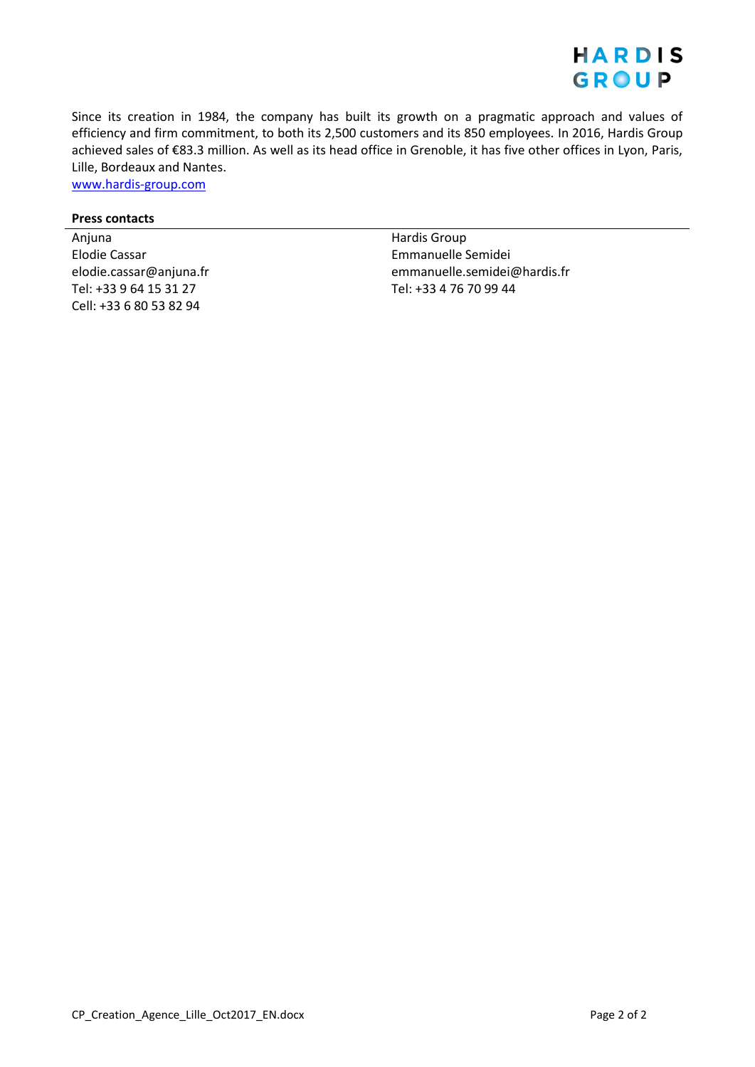Since its creation in 1984, the company has built its growth on a pragmatic approach and values of efficiency and firm commitment, to both its 2,500 customers and its 850 employees. In 2016, Hardis Group achieved sales of €83.3 million. As well as its head office in Grenoble, it has five other offices in Lyon, Paris, Lille, Bordeaux and Nantes.
[www.hardis-group.com](http://www.hardis-group.com)

**Press contacts**

Anjuna
Elodie Cassar
elodie.cassar@anjuna.fr
Tel: +33 9 64 15 31 27
Cell: +33 6 80 53 82 94

Hardis Group
Emmanuelle Semidei
emmanuelle.semidei@hardis.fr
Tel: +33 4 76 70 99 44